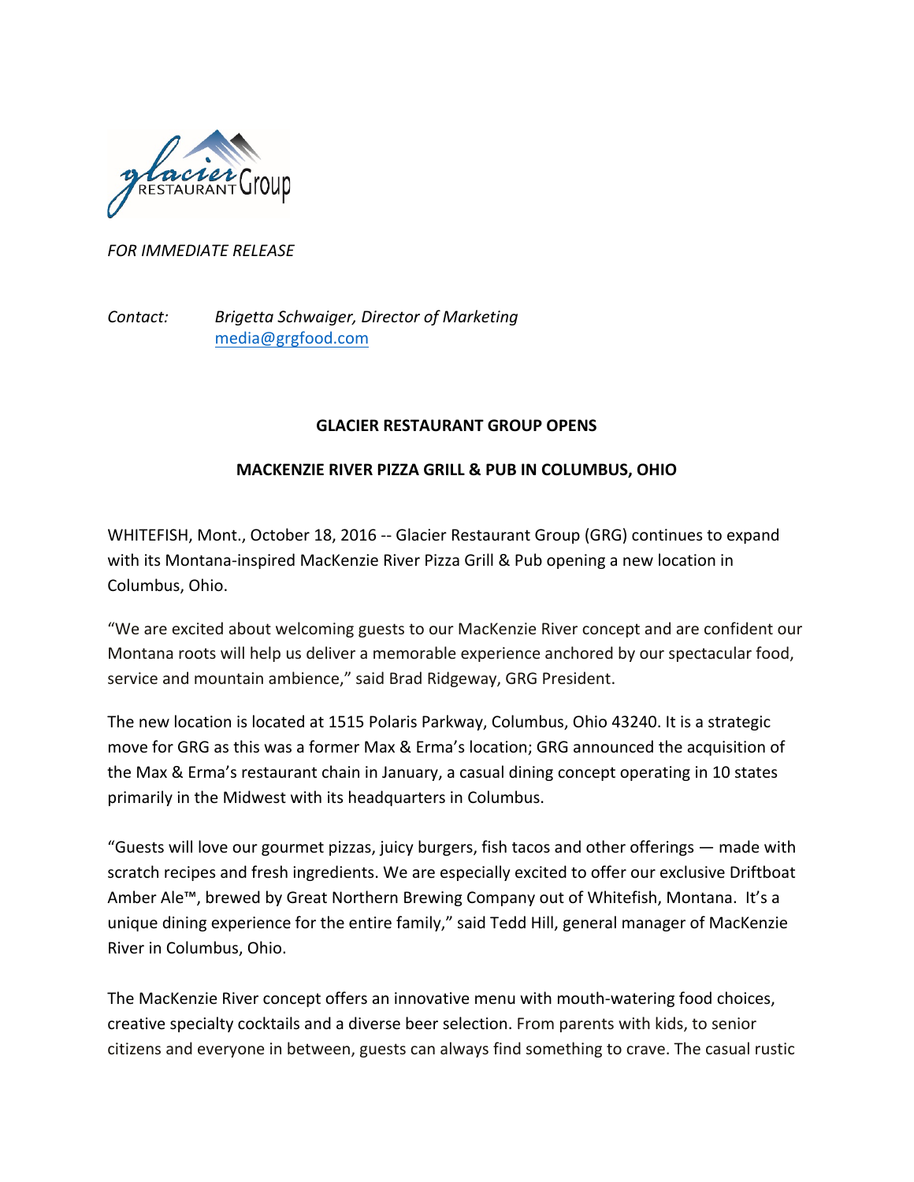*FOR IMMEDIATE RELEASE*

*Contact:* *Brigetta Schwaiger, Director of Marketing*
[media@grgfood.com](mailto:media@grgfood.com)

**GLACIER RESTAURANT GROUP OPENS**

**MACKENZIE RIVER PIZZA GRILL & PUB IN COLUMBUS, OHIO**

WHITEFISH, Mont., October 18, 2016 -- Glacier Restaurant Group (GRG) continues to expand with its Montana-inspired MacKenzie River Pizza Grill & Pub opening a new location in Columbus, Ohio.

"We are excited about welcoming guests to our MacKenzie River concept and are confident our Montana roots will help us deliver a memorable experience anchored by our spectacular food, service and mountain ambience," said Brad Ridgeway, GRG President.

The new location is located at 1515 Polaris Parkway, Columbus, Ohio 43240. It is a strategic move for GRG as this was a former Max & Erma's location; GRG announced the acquisition of the Max & Erma's restaurant chain in January, a casual dining concept operating in 10 states primarily in the Midwest with its headquarters in Columbus.

"Guests will love our gourmet pizzas, juicy burgers, fish tacos and other offerings — made with scratch recipes and fresh ingredients. We are especially excited to offer our exclusive Driftboat Amber Ale™, brewed by Great Northern Brewing Company out of Whitefish, Montana. It's a unique dining experience for the entire family," said Tedd Hill, general manager of MacKenzie River in Columbus, Ohio.

The MacKenzie River concept offers an innovative menu with mouth-watering food choices, creative specialty cocktails and a diverse beer selection. From parents with kids, to senior citizens and everyone in between, guests can always find something to crave. The casual rustic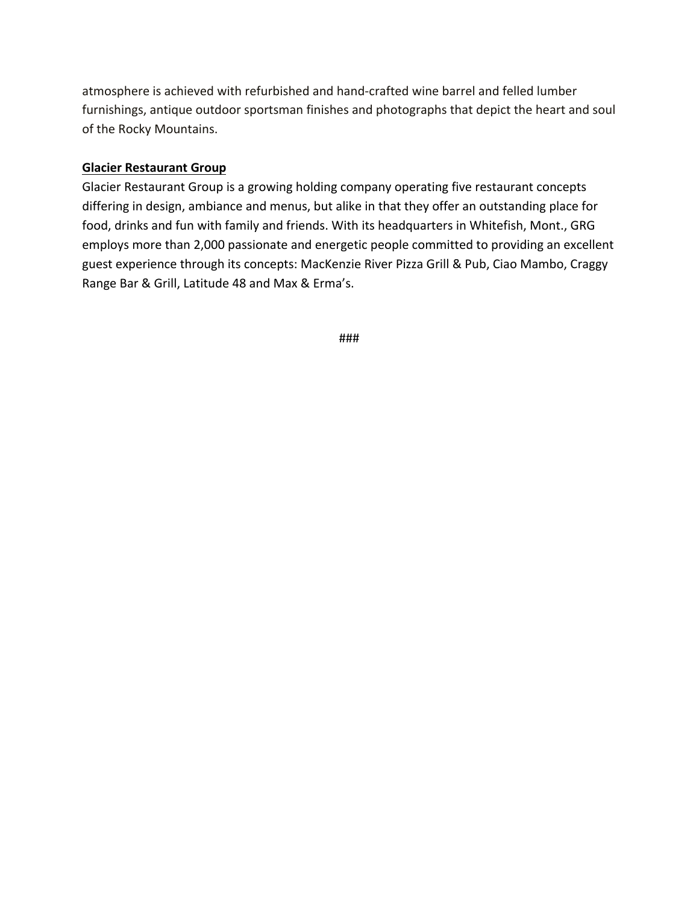atmosphere is achieved with refurbished and hand-crafted wine barrel and felled lumber furnishings, antique outdoor sportsman finishes and photographs that depict the heart and soul of the Rocky Mountains.

**Glacier Restaurant Group**

Glacier Restaurant Group is a growing holding company operating five restaurant concepts differing in design, ambiance and menus, but alike in that they offer an outstanding place for food, drinks and fun with family and friends. With its headquarters in Whitefish, Mont., GRG employs more than 2,000 passionate and energetic people committed to providing an excellent guest experience through its concepts: MacKenzie River Pizza Grill & Pub, Ciao Mambo, Craggy Range Bar & Grill, Latitude 48 and Max & Erma's.

###